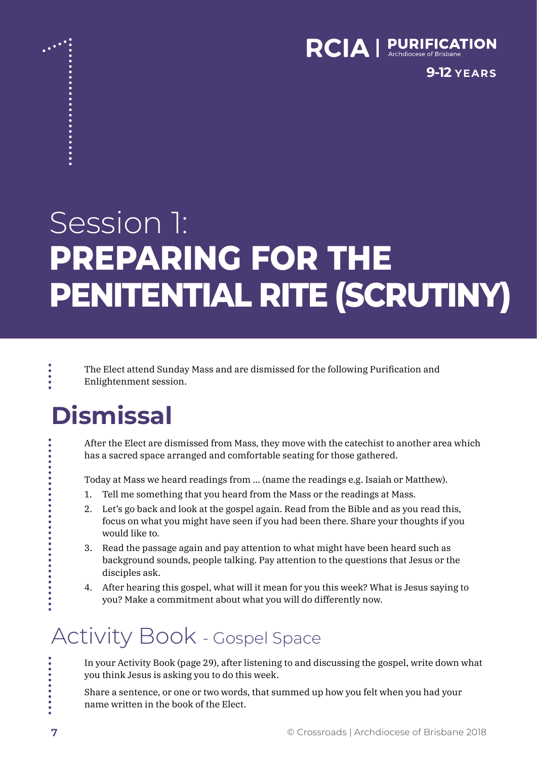RCIA | PURIFICATION
Archdiocese of Brisbane

9-12 YEARS

# Session 1: PREPARING FOR THE PENITENTIAL RITE (SCRUTINY)

The Elect attend Sunday Mass and are dismissed for the following Purification and Enlightenment session.

## Dismissal

After the Elect are dismissed from Mass, they move with the catechist to another area which has a sacred space arranged and comfortable seating for those gathered.

Today at Mass we heard readings from ... (name the readings e.g. Isaiah or Matthew).

1. Tell me something that you heard from the Mass or the readings at Mass.
2. Let's go back and look at the gospel again. Read from the Bible and as you read this, focus on what you might have seen if you had been there. Share your thoughts if you would like to.
3. Read the passage again and pay attention to what might have been heard such as background sounds, people talking. Pay attention to the questions that Jesus or the disciples ask.
4. After hearing this gospel, what will it mean for you this week? What is Jesus saying to you? Make a commitment about what you will do differently now.

## Activity Book - Gospel Space

In your Activity Book (page 29), after listening to and discussing the gospel, write down what you think Jesus is asking you to do this week.

Share a sentence, or one or two words, that summed up how you felt when you had your name written in the book of the Elect.

© Crossroads | Archdiocese of Brisbane 2018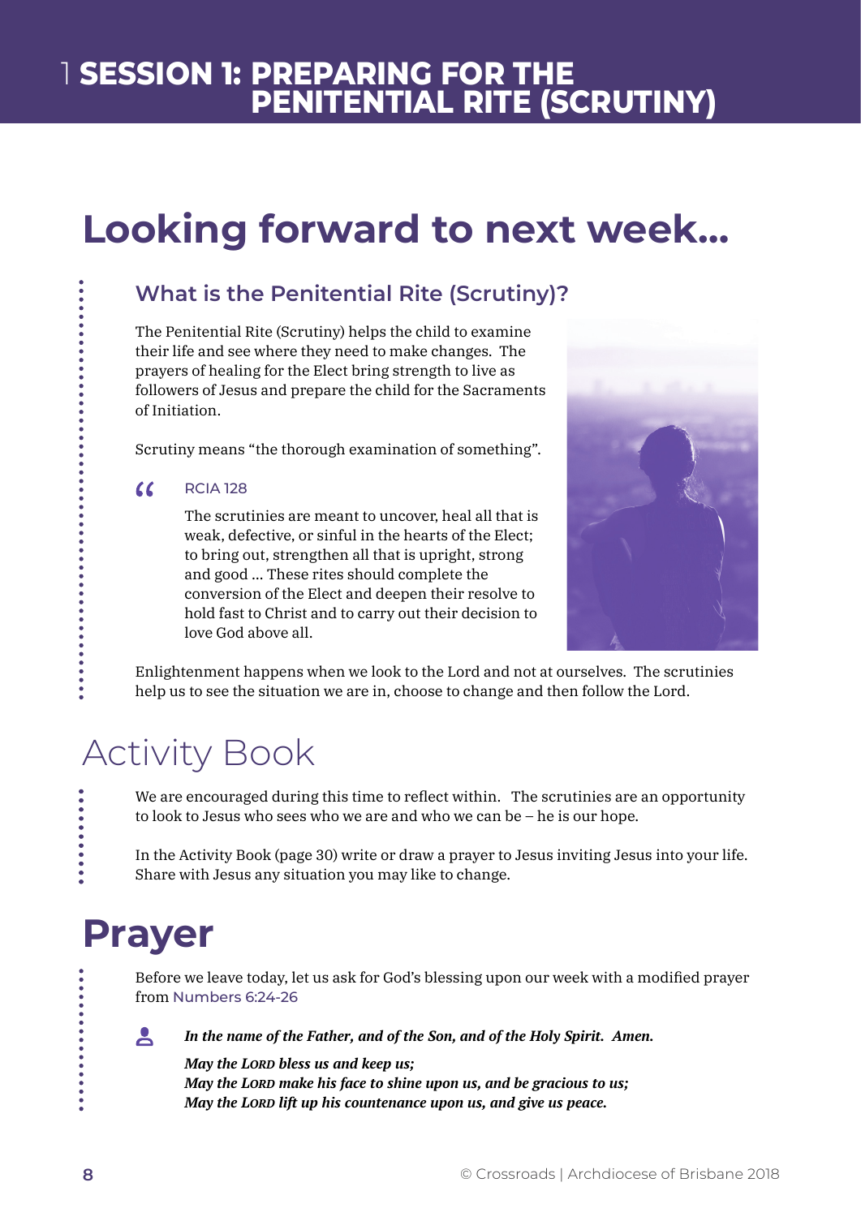# Looking forward to next week...

## What is the Penitential Rite (Scrutiny)?

The Penitential Rite (Scrutiny) helps the child to examine their life and see where they need to make changes. The prayers of healing for the Elect bring strength to live as followers of Jesus and prepare the child for the Sacraments of Initiation.

Scrutiny means "the thorough examination of something".

> RCIA 128
>
> The scrutinies are meant to uncover, heal all that is weak, defective, or sinful in the hearts of the Elect; to bring out, strengthen all that is upright, strong and good ... These rites should complete the conversion of the Elect and deepen their resolve to hold fast to Christ and to carry out their decision to love God above all.

Enlightenment happens when we look to the Lord and not at ourselves. The scrutinies help us to see the situation we are in, choose to change and then follow the Lord.

# Activity Book

We are encouraged during this time to reflect within. The scrutinies are an opportunity to look to Jesus who sees who we are and who we can be – he is our hope.

In the Activity Book (page 30) write or draw a prayer to Jesus inviting Jesus into your life. Share with Jesus any situation you may like to change.

# Prayer

Before we leave today, let us ask for God's blessing upon our week with a modified prayer from Numbers 6:24-26

***In the name of the Father, and of the Son, and of the Holy Spirit. Amen.***

***May the LORD bless us and keep us;***
***May the LORD make his face to shine upon us, and be gracious to us;***
***May the LORD lift up his countenance upon us, and give us peace.***